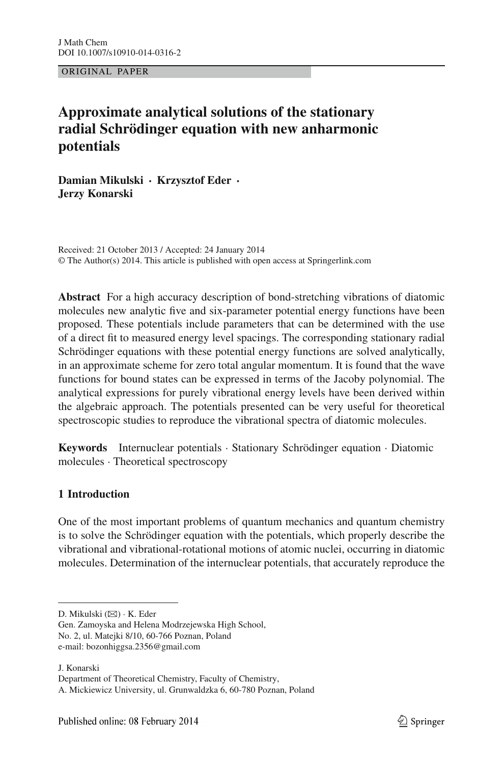ORIGINAL PAPER

# Approximate analytical solutions of the stationary radial Schrödinger equation with new anharmonic potentials

**Damian Mikulski · Krzysztof Eder · Jerzy Konarski**

Received: 21 October 2013 / Accepted: 24 January 2014
© The Author(s) 2014. This article is published with open access at Springerlink.com

**Abstract** For a high accuracy description of bond-stretching vibrations of diatomic molecules new analytic five and six-parameter potential energy functions have been proposed. These potentials include parameters that can be determined with the use of a direct fit to measured energy level spacings. The corresponding stationary radial Schrödinger equations with these potential energy functions are solved analytically, in an approximate scheme for zero total angular momentum. It is found that the wave functions for bound states can be expressed in terms of the Jacoby polynomial. The analytical expressions for purely vibrational energy levels have been derived within the algebraic approach. The potentials presented can be very useful for theoretical spectroscopic studies to reproduce the vibrational spectra of diatomic molecules.

**Keywords** Internuclear potentials · Stationary Schrödinger equation · Diatomic molecules · Theoretical spectroscopy

## 1 Introduction

One of the most important problems of quantum mechanics and quantum chemistry is to solve the Schrödinger equation with the potentials, which properly describe the vibrational and vibrational-rotational motions of atomic nuclei, occurring in diatomic molecules. Determination of the internuclear potentials, that accurately reproduce the

---

D. Mikulski (✉) · K. Eder
Gen. Zamoyska and Helena Modrzejewska High School,
No. 2, ul. Matejki 8/10, 60-766 Poznan, Poland
e-mail: bozonhiggsa.2356@gmail.com

J. Konarski
Department of Theoretical Chemistry, Faculty of Chemistry,
A. Mickiewicz University, ul. Grunwaldzka 6, 60-780 Poznan, Poland

Published online: 08 February 2014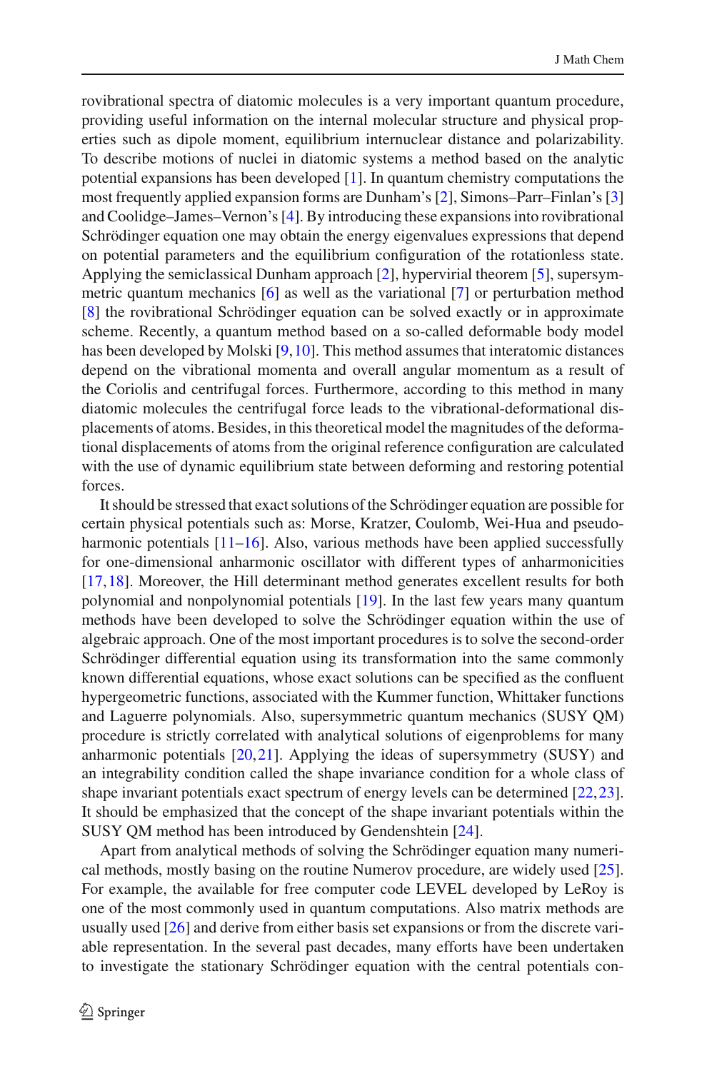rovibrational spectra of diatomic molecules is a very important quantum procedure, providing useful information on the internal molecular structure and physical properties such as dipole moment, equilibrium internuclear distance and polarizability. To describe motions of nuclei in diatomic systems a method based on the analytic potential expansions has been developed [1]. In quantum chemistry computations the most frequently applied expansion forms are Dunham's [2], Simons–Parr–Finlan's [3] and Coolidge–James–Vernon's [4]. By introducing these expansions into rovibrational Schrödinger equation one may obtain the energy eigenvalues expressions that depend on potential parameters and the equilibrium configuration of the rotationless state. Applying the semiclassical Dunham approach [2], hypervirial theorem [5], supersymmetric quantum mechanics [6] as well as the variational [7] or perturbation method [8] the rovibrational Schrödinger equation can be solved exactly or in approximate scheme. Recently, a quantum method based on a so-called deformable body model has been developed by Molski [9,10]. This method assumes that interatomic distances depend on the vibrational momenta and overall angular momentum as a result of the Coriolis and centrifugal forces. Furthermore, according to this method in many diatomic molecules the centrifugal force leads to the vibrational-deformational displacements of atoms. Besides, in this theoretical model the magnitudes of the deformational displacements of atoms from the original reference configuration are calculated with the use of dynamic equilibrium state between deforming and restoring potential forces.

It should be stressed that exact solutions of the Schrödinger equation are possible for certain physical potentials such as: Morse, Kratzer, Coulomb, Wei-Hua and pseudo-harmonic potentials [11–16]. Also, various methods have been applied successfully for one-dimensional anharmonic oscillator with different types of anharmonicities [17,18]. Moreover, the Hill determinant method generates excellent results for both polynomial and nonpolynomial potentials [19]. In the last few years many quantum methods have been developed to solve the Schrödinger equation within the use of algebraic approach. One of the most important procedures is to solve the second-order Schrödinger differential equation using its transformation into the same commonly known differential equations, whose exact solutions can be specified as the confluent hypergeometric functions, associated with the Kummer function, Whittaker functions and Laguerre polynomials. Also, supersymmetric quantum mechanics (SUSY QM) procedure is strictly correlated with analytical solutions of eigenproblems for many anharmonic potentials [20,21]. Applying the ideas of supersymmetry (SUSY) and an integrability condition called the shape invariance condition for a whole class of shape invariant potentials exact spectrum of energy levels can be determined [22,23]. It should be emphasized that the concept of the shape invariant potentials within the SUSY QM method has been introduced by Gendenshtein [24].

Apart from analytical methods of solving the Schrödinger equation many numerical methods, mostly basing on the routine Numerov procedure, are widely used [25]. For example, the available for free computer code LEVEL developed by LeRoy is one of the most commonly used in quantum computations. Also matrix methods are usually used [26] and derive from either basis set expansions or from the discrete variable representation. In the several past decades, many efforts have been undertaken to investigate the stationary Schrödinger equation with the central potentials con-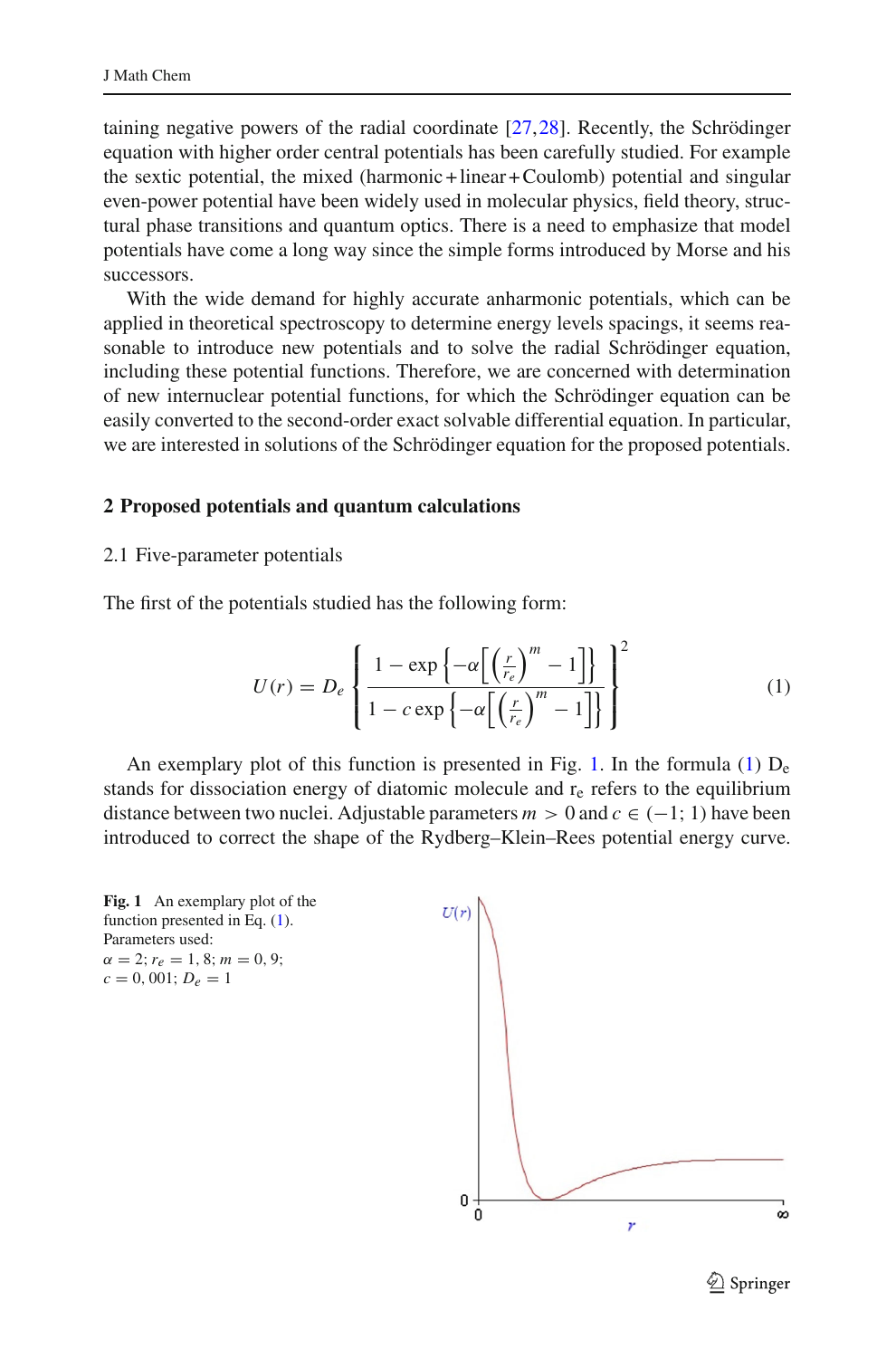taining negative powers of the radial coordinate [27,28]. Recently, the Schrödinger equation with higher order central potentials has been carefully studied. For example the sextic potential, the mixed (harmonic + linear + Coulomb) potential and singular even-power potential have been widely used in molecular physics, field theory, structural phase transitions and quantum optics. There is a need to emphasize that model potentials have come a long way since the simple forms introduced by Morse and his successors.

With the wide demand for highly accurate anharmonic potentials, which can be applied in theoretical spectroscopy to determine energy levels spacings, it seems reasonable to introduce new potentials and to solve the radial Schrödinger equation, including these potential functions. Therefore, we are concerned with determination of new internuclear potential functions, for which the Schrödinger equation can be easily converted to the second-order exact solvable differential equation. In particular, we are interested in solutions of the Schrödinger equation for the proposed potentials.

## 2 Proposed potentials and quantum calculations

### 2.1 Five-parameter potentials

The first of the potentials studied has the following form:

$$U(r) = D_e \left\{ \frac{1 - \exp\left\{-\alpha\left[\left(\frac{r}{r_e}\right)^m - 1\right]\right\}}{1 - c\exp\left\{-\alpha\left[\left(\frac{r}{r_e}\right)^m - 1\right]\right\}} \right\}^2 \tag{1}$$

An exemplary plot of this function is presented in Fig. 1. In the formula (1) $D_e$ stands for dissociation energy of diatomic molecule and $r_e$ refers to the equilibrium distance between two nuclei. Adjustable parameters $m > 0$ and $c \in (-1; 1)$ have been introduced to correct the shape of the Rydberg–Klein–Rees potential energy curve.

**Fig. 1** An exemplary plot of the function presented in Eq. (1). Parameters used: $\alpha = 2$; $r_e = 1,8$; $m = 0,9$; $c = 0,001$; $D_e = 1$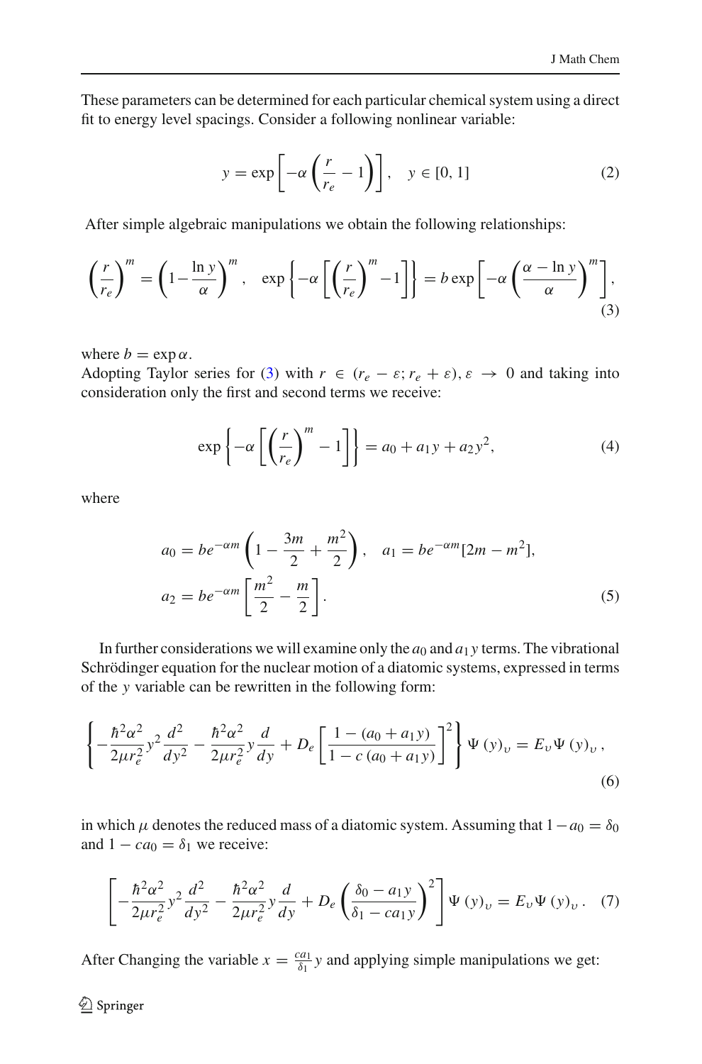These parameters can be determined for each particular chemical system using a direct fit to energy level spacings. Consider a following nonlinear variable:

$$y = \exp\left[-\alpha\left(\frac{r}{r_e} - 1\right)\right], \quad y \in [0, 1] \tag{2}$$

After simple algebraic manipulations we obtain the following relationships:

$$\left(\frac{r}{r_e}\right)^m = \left(1 - \frac{\ln y}{\alpha}\right)^m, \quad \exp\left\{-\alpha\left[\left(\frac{r}{r_e}\right)^m - 1\right]\right\} = b\exp\left[-\alpha\left(\frac{\alpha - \ln y}{\alpha}\right)^m\right], \tag{3}$$

where $b = \exp\alpha$.

Adopting Taylor series for (3) with $r \in (r_e - \varepsilon; r_e + \varepsilon)$, $\varepsilon \to 0$ and taking into consideration only the first and second terms we receive:

$$\exp\left\{-\alpha\left[\left(\frac{r}{r_e}\right)^m - 1\right]\right\} = a_0 + a_1 y + a_2 y^2, \tag{4}$$

where

$$a_0 = be^{-\alpha m}\left(1 - \frac{3m}{2} + \frac{m^2}{2}\right), \quad a_1 = be^{-\alpha m}[2m - m^2],$$
$$a_2 = be^{-\alpha m}\left[\frac{m^2}{2} - \frac{m}{2}\right]. \tag{5}$$

In further considerations we will examine only the $a_0$ and $a_1 y$ terms. The vibrational Schrödinger equation for the nuclear motion of a diatomic systems, expressed in terms of the $y$ variable can be rewritten in the following form:

$$\left\{-\frac{\hbar^2\alpha^2}{2\mu r_e^2}y^2\frac{d^2}{dy^2} - \frac{\hbar^2\alpha^2}{2\mu r_e^2}y\frac{d}{dy} + D_e\left[\frac{1 - (a_0 + a_1 y)}{1 - c(a_0 + a_1 y)}\right]^2\right\}\Psi(y)_\upsilon = E_\upsilon \Psi(y)_\upsilon, \tag{6}$$

in which $\mu$ denotes the reduced mass of a diatomic system. Assuming that $1 - a_0 = \delta_0$ and $1 - ca_0 = \delta_1$ we receive:

$$\left[-\frac{\hbar^2\alpha^2}{2\mu r_e^2}y^2\frac{d^2}{dy^2} - \frac{\hbar^2\alpha^2}{2\mu r_e^2}y\frac{d}{dy} + D_e\left(\frac{\delta_0 - a_1 y}{\delta_1 - ca_1 y}\right)^2\right]\Psi(y)_\upsilon = E_\upsilon \Psi(y)_\upsilon. \tag{7}$$

After Changing the variable $x = \frac{ca_1}{\delta_1}y$ and applying simple manipulations we get: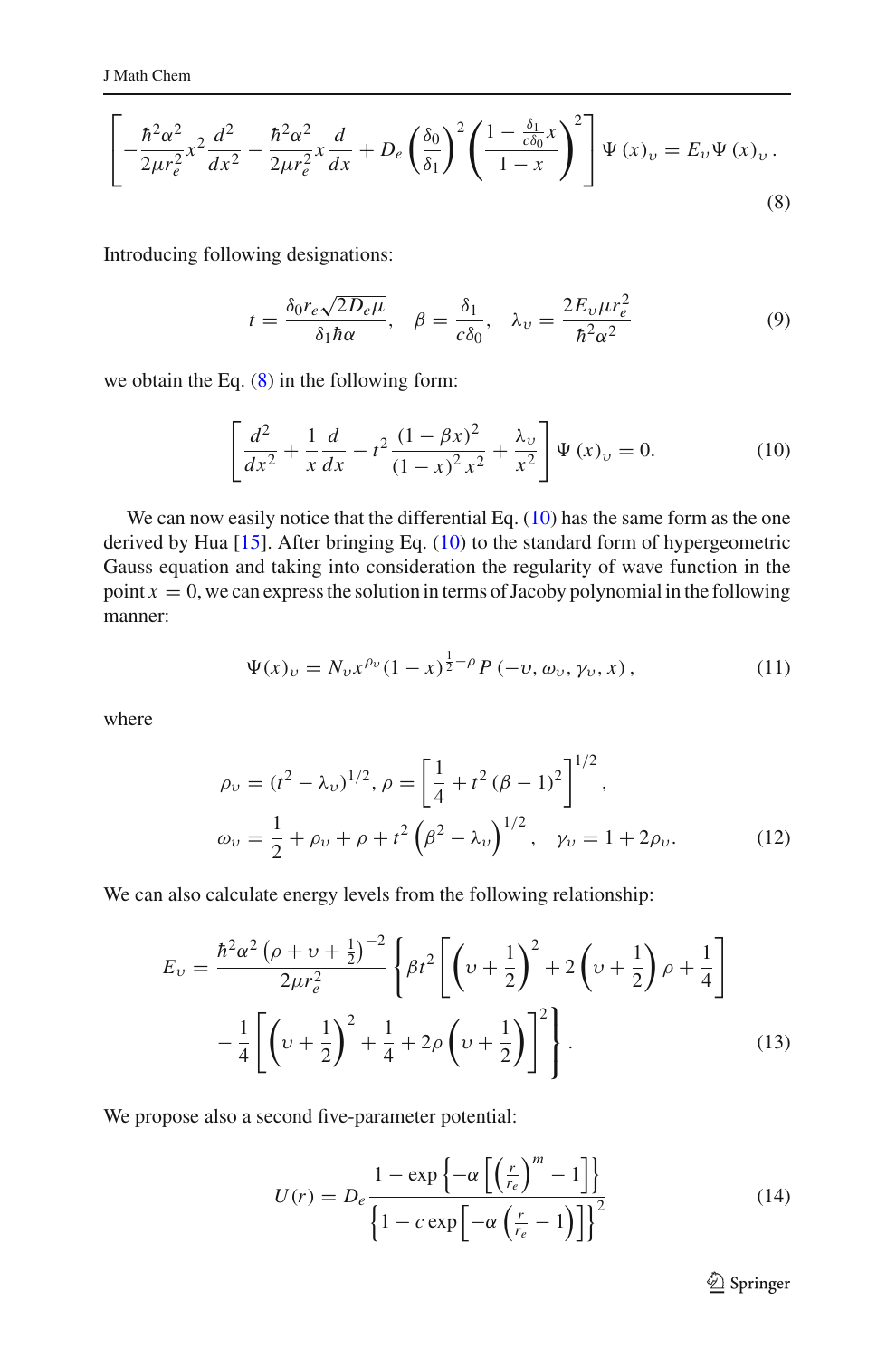$$\left[-\frac{\hbar^2\alpha^2}{2\mu r_e^2}x^2\frac{d^2}{dx^2}-\frac{\hbar^2\alpha^2}{2\mu r_e^2}x\frac{d}{dx}+D_e\left(\frac{\delta_0}{\delta_1}\right)^2\left(\frac{1-\frac{\delta_1}{c\delta_0}x}{1-x}\right)^2\right]\Psi\left(x\right)_\upsilon=E_\upsilon\Psi\left(x\right)_\upsilon. \tag{8}$$

Introducing following designations:

$$t=\frac{\delta_0 r_e\sqrt{2D_e\mu}}{\delta_1\hbar\alpha},\quad \beta=\frac{\delta_1}{c\delta_0},\quad \lambda_\upsilon=\frac{2E_\upsilon\mu r_e^2}{\hbar^2\alpha^2} \tag{9}$$

we obtain the Eq. (8) in the following form:

$$\left[\frac{d^2}{dx^2}+\frac{1}{x}\frac{d}{dx}-t^2\frac{(1-\beta x)^2}{(1-x)^2x^2}+\frac{\lambda_\upsilon}{x^2}\right]\Psi\left(x\right)_\upsilon=0. \tag{10}$$

We can now easily notice that the differential Eq. (10) has the same form as the one derived by Hua [15]. After bringing Eq. (10) to the standard form of hypergeometric Gauss equation and taking into consideration the regularity of wave function in the point $x=0$, we can express the solution in terms of Jacoby polynomial in the following manner:

$$\Psi(x)_\upsilon=N_\upsilon x^{\rho_\upsilon}(1-x)^{\frac{1}{2}-\rho}P\left(-\upsilon,\omega_\upsilon,\gamma_\upsilon,x\right), \tag{11}$$

where

$$\rho_\upsilon=(t^2-\lambda_\upsilon)^{1/2},\ \rho=\left[\frac{1}{4}+t^2\left(\beta-1\right)^2\right]^{1/2},$$
$$\omega_\upsilon=\frac{1}{2}+\rho_\upsilon+\rho+t^2\left(\beta^2-\lambda_\upsilon\right)^{1/2},\quad \gamma_\upsilon=1+2\rho_\upsilon. \tag{12}$$

We can also calculate energy levels from the following relationship:

$$E_\upsilon=\frac{\hbar^2\alpha^2\left(\rho+\upsilon+\frac{1}{2}\right)^{-2}}{2\mu r_e^2}\left\{\beta t^2\left[\left(\upsilon+\frac{1}{2}\right)^2+2\left(\upsilon+\frac{1}{2}\right)\rho+\frac{1}{4}\right]\right.$$
$$\left.-\frac{1}{4}\left[\left(\upsilon+\frac{1}{2}\right)^2+\frac{1}{4}+2\rho\left(\upsilon+\frac{1}{2}\right)\right]^2\right\}. \tag{13}$$

We propose also a second five-parameter potential:

$$U(r)=D_e\frac{1-\exp\left\{-\alpha\left[\left(\frac{r}{r_e}\right)^m-1\right]\right\}}{\left\{1-c\exp\left[-\alpha\left(\frac{r}{r_e}-1\right)\right]\right\}^2} \tag{14}$$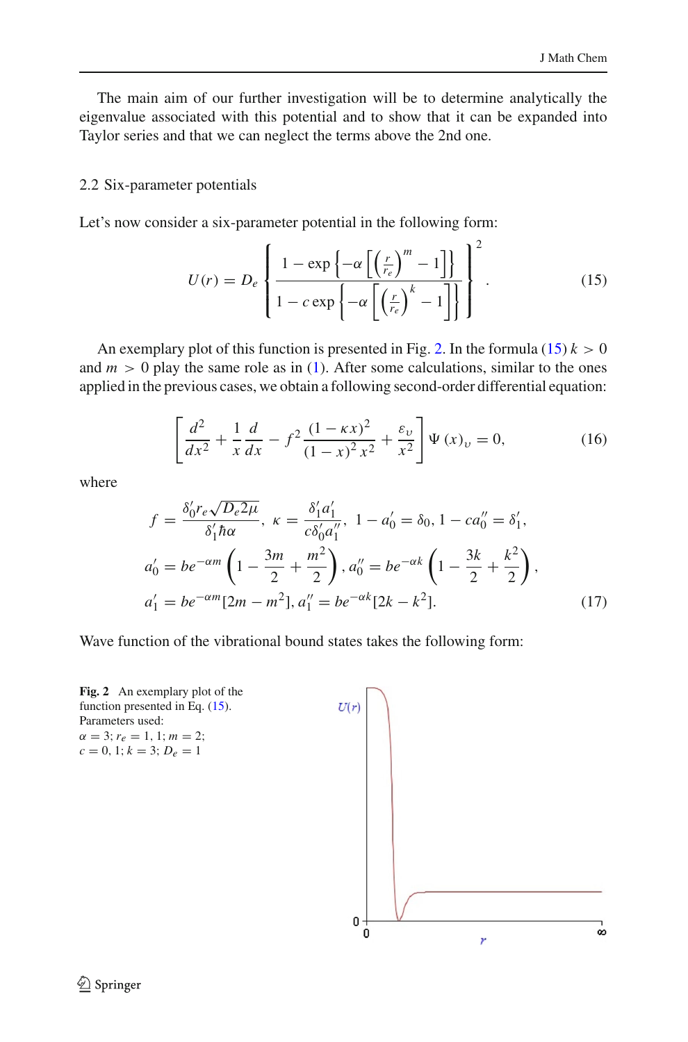The main aim of our further investigation will be to determine analytically the eigenvalue associated with this potential and to show that it can be expanded into Taylor series and that we can neglect the terms above the 2nd one.

### 2.2 Six-parameter potentials

Let's now consider a six-parameter potential in the following form:

$$U(r) = D_e \left\{ \frac{1 - \exp\left\{-\alpha\left[\left(\frac{r}{r_e}\right)^m - 1\right]\right\}}{1 - c\exp\left\{-\alpha\left[\left(\frac{r}{r_e}\right)^k - 1\right]\right\}} \right\}^2. \tag{15}$$

An exemplary plot of this function is presented in Fig. 2. In the formula (15) $k > 0$ and $m > 0$ play the same role as in (1). After some calculations, similar to the ones applied in the previous cases, we obtain a following second-order differential equation:

$$\left[\frac{d^2}{dx^2} + \frac{1}{x}\frac{d}{dx} - f^2\frac{(1-\kappa x)^2}{(1-x)^2 x^2} + \frac{\varepsilon_\upsilon}{x^2}\right]\Psi(x)_\upsilon = 0, \tag{16}$$

where

$$\begin{aligned}
f &= \frac{\delta_0' r_e\sqrt{D_e 2\mu}}{\delta_1' \hbar\alpha},\ \kappa = \frac{\delta_1' a_1'}{c\delta_0' a_1''},\ 1 - a_0' = \delta_0,\ 1 - ca_0'' = \delta_1',\\
a_0' &= be^{-\alpha m}\left(1 - \frac{3m}{2} + \frac{m^2}{2}\right),\ a_0'' = be^{-\alpha k}\left(1 - \frac{3k}{2} + \frac{k^2}{2}\right),\\
a_1' &= be^{-\alpha m}[2m - m^2],\ a_1'' = be^{-\alpha k}[2k - k^2].
\end{aligned} \tag{17}$$

Wave function of the vibrational bound states takes the following form:

**Fig. 2** An exemplary plot of the function presented in Eq. (15). Parameters used: $\alpha = 3$; $r_e = 1, 1$; $m = 2$; $c = 0, 1$; $k = 3$; $D_e = 1$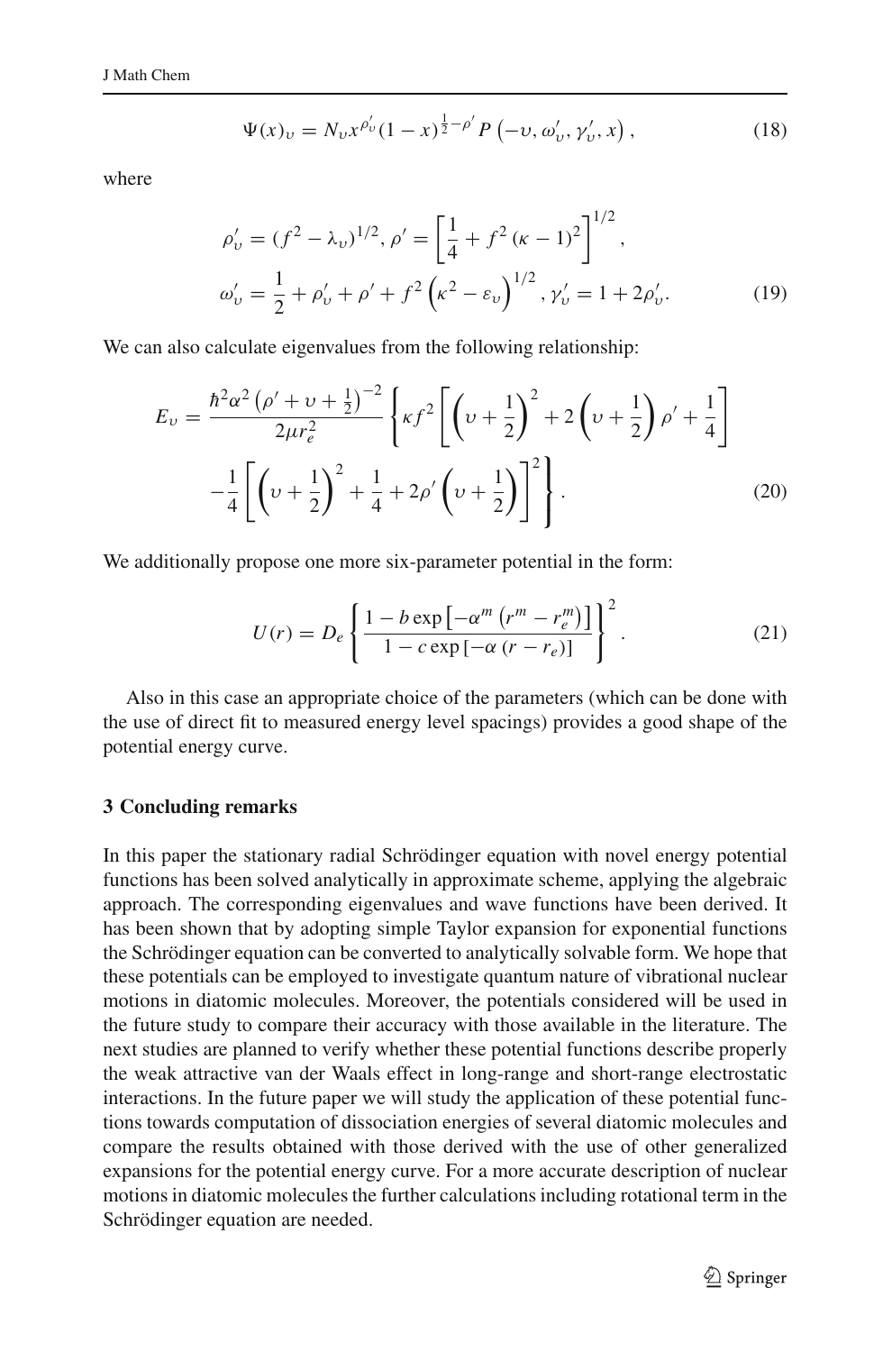$$\Psi(x)_\upsilon = N_\upsilon x^{\rho'_\upsilon}(1-x)^{\frac{1}{2}-\rho'} P\left(-\upsilon, \omega'_\upsilon, \gamma'_\upsilon, x\right), \tag{18}$$

where

$$\rho'_\upsilon = (f^2 - \lambda_\upsilon)^{1/2}, \rho' = \left[\frac{1}{4} + f^2(\kappa - 1)^2\right]^{1/2},$$
$$\omega'_\upsilon = \frac{1}{2} + \rho'_\upsilon + \rho' + f^2\left(\kappa^2 - \varepsilon_\upsilon\right)^{1/2}, \gamma'_\upsilon = 1 + 2\rho'_\upsilon. \tag{19}$$

We can also calculate eigenvalues from the following relationship:

$$E_\upsilon = \frac{\hbar^2\alpha^2\left(\rho' + \upsilon + \frac{1}{2}\right)^{-2}}{2\mu r_e^2}\left\{\kappa f^2\left[\left(\upsilon + \frac{1}{2}\right)^2 + 2\left(\upsilon + \frac{1}{2}\right)\rho' + \frac{1}{4}\right]\right.$$
$$\left.-\frac{1}{4}\left[\left(\upsilon + \frac{1}{2}\right)^2 + \frac{1}{4} + 2\rho'\left(\upsilon + \frac{1}{2}\right)\right]^2\right\}. \tag{20}$$

We additionally propose one more six-parameter potential in the form:

$$U(r) = D_e\left\{\frac{1 - b\exp\left[-\alpha^m\left(r^m - r_e^m\right)\right]}{1 - c\exp\left[-\alpha\left(r - r_e\right)\right]}\right\}^2. \tag{21}$$

Also in this case an appropriate choice of the parameters (which can be done with the use of direct fit to measured energy level spacings) provides a good shape of the potential energy curve.

## 3 Concluding remarks

In this paper the stationary radial Schrödinger equation with novel energy potential functions has been solved analytically in approximate scheme, applying the algebraic approach. The corresponding eigenvalues and wave functions have been derived. It has been shown that by adopting simple Taylor expansion for exponential functions the Schrödinger equation can be converted to analytically solvable form. We hope that these potentials can be employed to investigate quantum nature of vibrational nuclear motions in diatomic molecules. Moreover, the potentials considered will be used in the future study to compare their accuracy with those available in the literature. The next studies are planned to verify whether these potential functions describe properly the weak attractive van der Waals effect in long-range and short-range electrostatic interactions. In the future paper we will study the application of these potential functions towards computation of dissociation energies of several diatomic molecules and compare the results obtained with those derived with the use of other generalized expansions for the potential energy curve. For a more accurate description of nuclear motions in diatomic molecules the further calculations including rotational term in the Schrödinger equation are needed.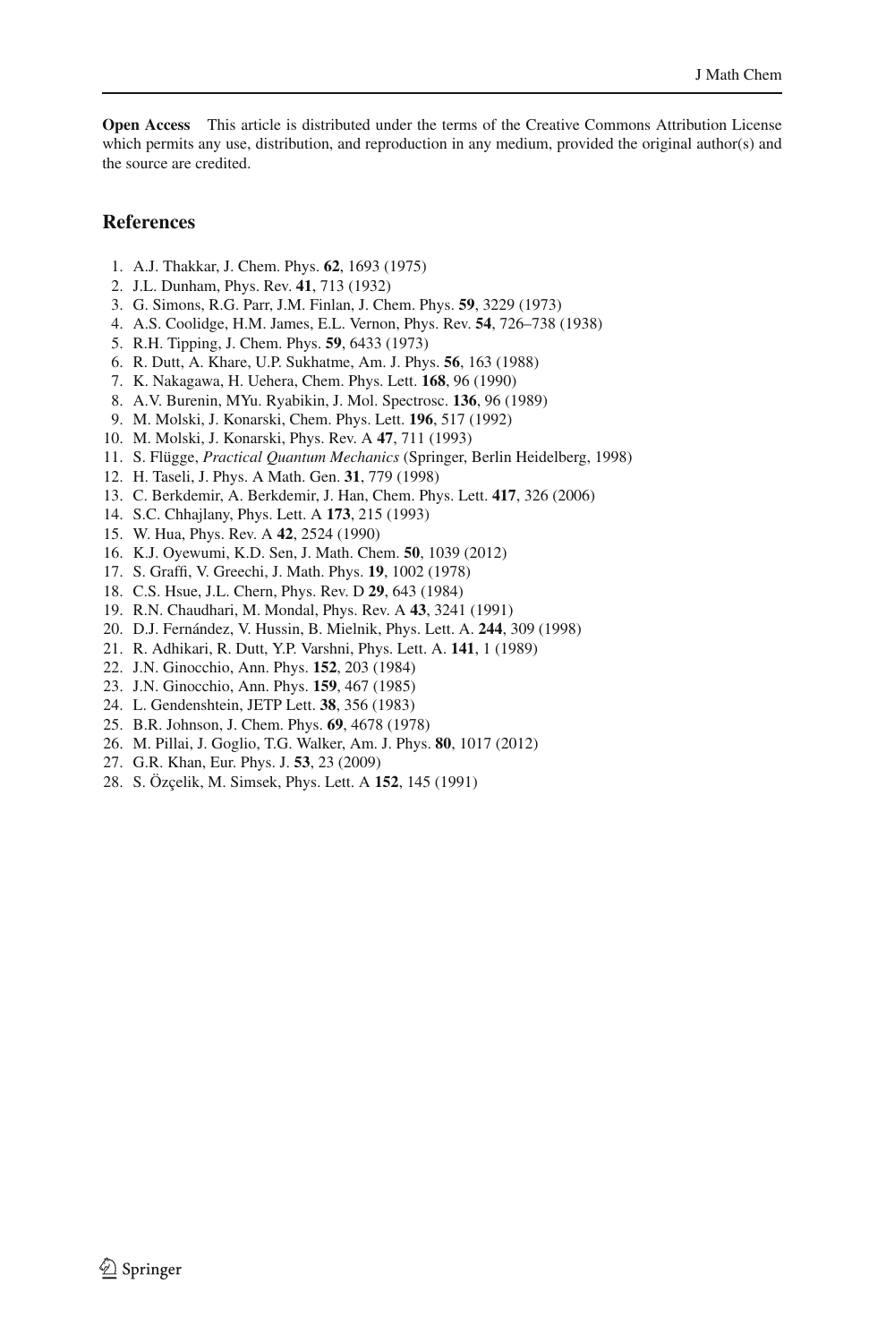**Open Access** This article is distributed under the terms of the Creative Commons Attribution License which permits any use, distribution, and reproduction in any medium, provided the original author(s) and the source are credited.

## References

1. A.J. Thakkar, J. Chem. Phys. **62**, 1693 (1975)
2. J.L. Dunham, Phys. Rev. **41**, 713 (1932)
3. G. Simons, R.G. Parr, J.M. Finlan, J. Chem. Phys. **59**, 3229 (1973)
4. A.S. Coolidge, H.M. James, E.L. Vernon, Phys. Rev. **54**, 726–738 (1938)
5. R.H. Tipping, J. Chem. Phys. **59**, 6433 (1973)
6. R. Dutt, A. Khare, U.P. Sukhatme, Am. J. Phys. **56**, 163 (1988)
7. K. Nakagawa, H. Uehera, Chem. Phys. Lett. **168**, 96 (1990)
8. A.V. Burenin, MYu. Ryabikin, J. Mol. Spectrosc. **136**, 96 (1989)
9. M. Molski, J. Konarski, Chem. Phys. Lett. **196**, 517 (1992)
10. M. Molski, J. Konarski, Phys. Rev. A **47**, 711 (1993)
11. S. Flügge, *Practical Quantum Mechanics* (Springer, Berlin Heidelberg, 1998)
12. H. Taseli, J. Phys. A Math. Gen. **31**, 779 (1998)
13. C. Berkdemir, A. Berkdemir, J. Han, Chem. Phys. Lett. **417**, 326 (2006)
14. S.C. Chhajlany, Phys. Lett. A **173**, 215 (1993)
15. W. Hua, Phys. Rev. A **42**, 2524 (1990)
16. K.J. Oyewumi, K.D. Sen, J. Math. Chem. **50**, 1039 (2012)
17. S. Graffi, V. Greechi, J. Math. Phys. **19**, 1002 (1978)
18. C.S. Hsue, J.L. Chern, Phys. Rev. D **29**, 643 (1984)
19. R.N. Chaudhari, M. Mondal, Phys. Rev. A **43**, 3241 (1991)
20. D.J. Fernández, V. Hussin, B. Mielnik, Phys. Lett. A. **244**, 309 (1998)
21. R. Adhikari, R. Dutt, Y.P. Varshni, Phys. Lett. A. **141**, 1 (1989)
22. J.N. Ginocchio, Ann. Phys. **152**, 203 (1984)
23. J.N. Ginocchio, Ann. Phys. **159**, 467 (1985)
24. L. Gendenshtein, JETP Lett. **38**, 356 (1983)
25. B.R. Johnson, J. Chem. Phys. **69**, 4678 (1978)
26. M. Pillai, J. Goglio, T.G. Walker, Am. J. Phys. **80**, 1017 (2012)
27. G.R. Khan, Eur. Phys. J. **53**, 23 (2009)
28. S. Özçelik, M. Simsek, Phys. Lett. A **152**, 145 (1991)